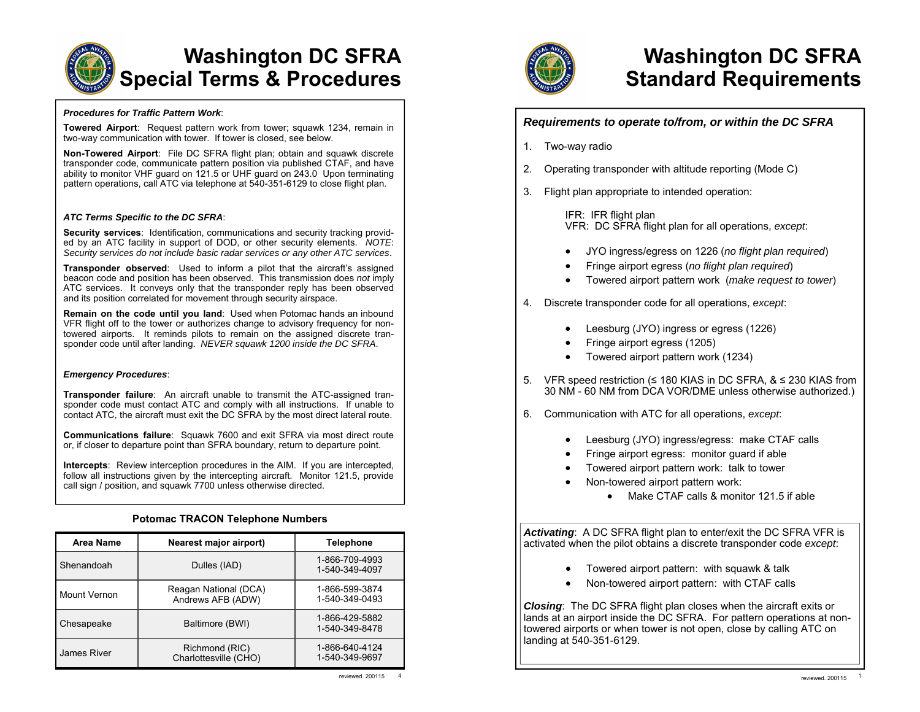# Washington DC SFRA Special Terms & Procedures

***Procedures for Traffic Pattern Work***:

**Towered Airport**: Request pattern work from tower; squawk 1234, remain in two-way communication with tower. If tower is closed, see below.

**Non-Towered Airport**: File DC SFRA flight plan; obtain and squawk discrete transponder code, communicate pattern position via published CTAF, and have ability to monitor VHF guard on 121.5 or UHF guard on 243.0 Upon terminating pattern operations, call ATC via telephone at 540-351-6129 to close flight plan.

***ATC Terms Specific to the DC SFRA***:

**Security services**: Identification, communications and security tracking provided by an ATC facility in support of DOD, or other security elements. *NOTE: Security services do not include basic radar services or any other ATC services.*

**Transponder observed**: Used to inform a pilot that the aircraft's assigned beacon code and position has been observed. This transmission does *not* imply ATC services. It conveys only that the transponder reply has been observed and its position correlated for movement through security airspace.

**Remain on the code until you land**: Used when Potomac hands an inbound VFR flight off to the tower or authorizes change to advisory frequency for non-towered airports. It reminds pilots to remain on the assigned discrete transponder code until after landing. *NEVER squawk 1200 inside the DC SFRA.*

***Emergency Procedures***:

**Transponder failure**: An aircraft unable to transmit the ATC-assigned transponder code must contact ATC and comply with all instructions. If unable to contact ATC, the aircraft must exit the DC SFRA by the most direct lateral route.

**Communications failure**: Squawk 7600 and exit SFRA via most direct route or, if closer to departure point than SFRA boundary, return to departure point.

**Intercepts**: Review interception procedures in the AIM. If you are intercepted, follow all instructions given by the intercepting aircraft. Monitor 121.5, provide call sign / position, and squawk 7700 unless otherwise directed.

**Potomac TRACON Telephone Numbers**

| Area Name | Nearest major airport) | Telephone |
|---|---|---|
| Shenandoah | Dulles (IAD) | 1-866-709-4993<br>1-540-349-4097 |
| Mount Vernon | Reagan National (DCA)<br>Andrews AFB (ADW) | 1-866-599-3874<br>1-540-349-0493 |
| Chesapeake | Baltimore (BWI) | 1-866-429-5882<br>1-540-349-8478 |
| James River | Richmond (RIC)<br>Charlottesville (CHO) | 1-866-640-4124<br>1-540-349-9697 |

reviewed. 200115

# Washington DC SFRA Standard Requirements

***Requirements to operate to/from, or within the DC SFRA***

1. Two-way radio
2. Operating transponder with altitude reporting (Mode C)
3. Flight plan appropriate to intended operation:

   IFR: IFR flight plan
   VFR: DC SFRA flight plan for all operations, *except*:

   - JYO ingress/egress on 1226 (*no flight plan required*)
   - Fringe airport egress (*no flight plan required*)
   - Towered airport pattern work (*make request to tower*)

4. Discrete transponder code for all operations, *except*:
   - Leesburg (JYO) ingress or egress (1226)
   - Fringe airport egress (1205)
   - Towered airport pattern work (1234)
5. VFR speed restriction (≤ 180 KIAS in DC SFRA, & ≤ 230 KIAS from 30 NM - 60 NM from DCA VOR/DME unless otherwise authorized.)
6. Communication with ATC for all operations, *except*:
   - Leesburg (JYO) ingress/egress: make CTAF calls
   - Fringe airport egress: monitor guard if able
   - Towered airport pattern work: talk to tower
   - Non-towered airport pattern work:
     - Make CTAF calls & monitor 121.5 if able

***Activating***: A DC SFRA flight plan to enter/exit the DC SFRA VFR is activated when the pilot obtains a discrete transponder code *except*:

- Towered airport pattern: with squawk & talk
- Non-towered airport pattern: with CTAF calls

***Closing***: The DC SFRA flight plan closes when the aircraft exits or lands at an airport inside the DC SFRA. For pattern operations at non-towered airports or when tower is not open, close by calling ATC on landing at 540-351-6129.

reviewed. 200115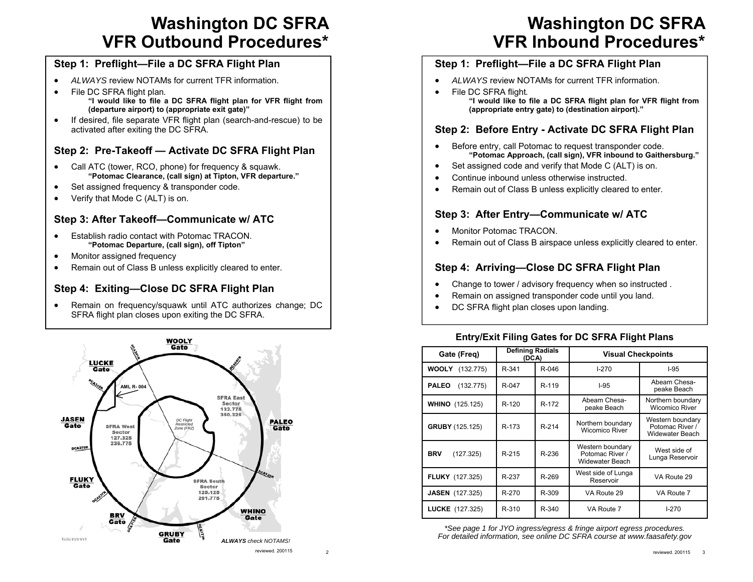# Washington DC SFRA VFR Outbound Procedures*

## Step 1: Preflight—File a DC SFRA Flight Plan

- *ALWAYS* review NOTAMs for current TFR information.
- File DC SFRA flight plan.
  **"I would like to file a DC SFRA flight plan for VFR flight from (departure airport) to (appropriate exit gate)"**
- If desired, file separate VFR flight plan (search-and-rescue) to be activated after exiting the DC SFRA.

## Step 2: Pre-Takeoff — Activate DC SFRA Flight Plan

- Call ATC (tower, RCO, phone) for frequency & squawk.
  **"Potomac Clearance, (call sign) at Tipton, VFR departure."**
- Set assigned frequency & transponder code.
- Verify that Mode C (ALT) is on.

## Step 3: After Takeoff—Communicate w/ ATC

- Establish radio contact with Potomac TRACON.
  **"Potomac Departure, (call sign), off Tipton"**
- Monitor assigned frequency
- Remain out of Class B unless explicitly cleared to enter.

## Step 4: Exiting—Close DC SFRA Flight Plan

- Remain on frequency/squawk until ATC authorizes change; DC SFRA flight plan closes upon exiting the DC SFRA.

WOOLY Gate
LUCKE Gate
JASEN Gate
FLUKY Gate
BRV Gate
GRUBY Gate
WHINO Gate
PALEO Gate
DCA341R
DCA046R
DCA310R
DCA270R
DCA237R
DCA215R
DCA173R
DCA120R
AML R- 004
SFRA East Sector 132.775 350.325
SFRA West Sector 127.325 235.775
SFRA South Sector 125.125 291.775
DC Flight Restricted Zone (FRZ)

*ALWAYS* check NOTAMS!

# Washington DC SFRA VFR Inbound Procedures*

## Step 1: Preflight—File a DC SFRA Flight Plan

- *ALWAYS* review NOTAMs for current TFR information.
- File DC SFRA flight.
  **"I would like to file a DC SFRA flight plan for VFR flight from (appropriate entry gate) to (destination airport)."**

## Step 2: Before Entry - Activate DC SFRA Flight Plan

- Before entry, call Potomac to request transponder code.
  **"Potomac Approach, (call sign), VFR inbound to Gaithersburg."**
- Set assigned code and verify that Mode C (ALT) is on.
- Continue inbound unless otherwise instructed.
- Remain out of Class B unless explicitly cleared to enter.

## Step 3: After Entry—Communicate w/ ATC

- Monitor Potomac TRACON.
- Remain out of Class B airspace unless explicitly cleared to enter.

## Step 4: Arriving—Close DC SFRA Flight Plan

- Change to tower / advisory frequency when so instructed .
- Remain on assigned transponder code until you land.
- DC SFRA flight plan closes upon landing.

### Entry/Exit Filing Gates for DC SFRA Flight Plans

| Gate (Freq) | Defining Radials (DCA) | | Visual Checkpoints | |
|---|---|---|---|---|
| **WOOLY** (132.775) | R-341 | R-046 | I-270 | I-95 |
| **PALEO** (132.775) | R-047 | R-119 | I-95 | Abeam Chesapeake Beach |
| **WHINO** (125.125) | R-120 | R-172 | Abeam Chesapeake Beach | Northern boundary Wicomico River |
| **GRUBY** (125.125) | R-173 | R-214 | Northern boundary Wicomico River | Western boundary Potomac River / Widewater Beach |
| **BRV** (127.325) | R-215 | R-236 | Western boundary Potomac River / Widewater Beach | West side of Lunga Reservoir |
| **FLUKY** (127.325) | R-237 | R-269 | West side of Lunga Reservoir | VA Route 29 |
| **JASEN** (127.325) | R-270 | R-309 | VA Route 29 | VA Route 7 |
| **LUCKE** (127.325) | R-310 | R-340 | VA Route 7 | I-270 |

*\*See page 1 for JYO ingress/egress & fringe airport egress procedures.*
*For detailed information, see online DC SFRA course at www.faasafety.gov*

reviewed. 200115